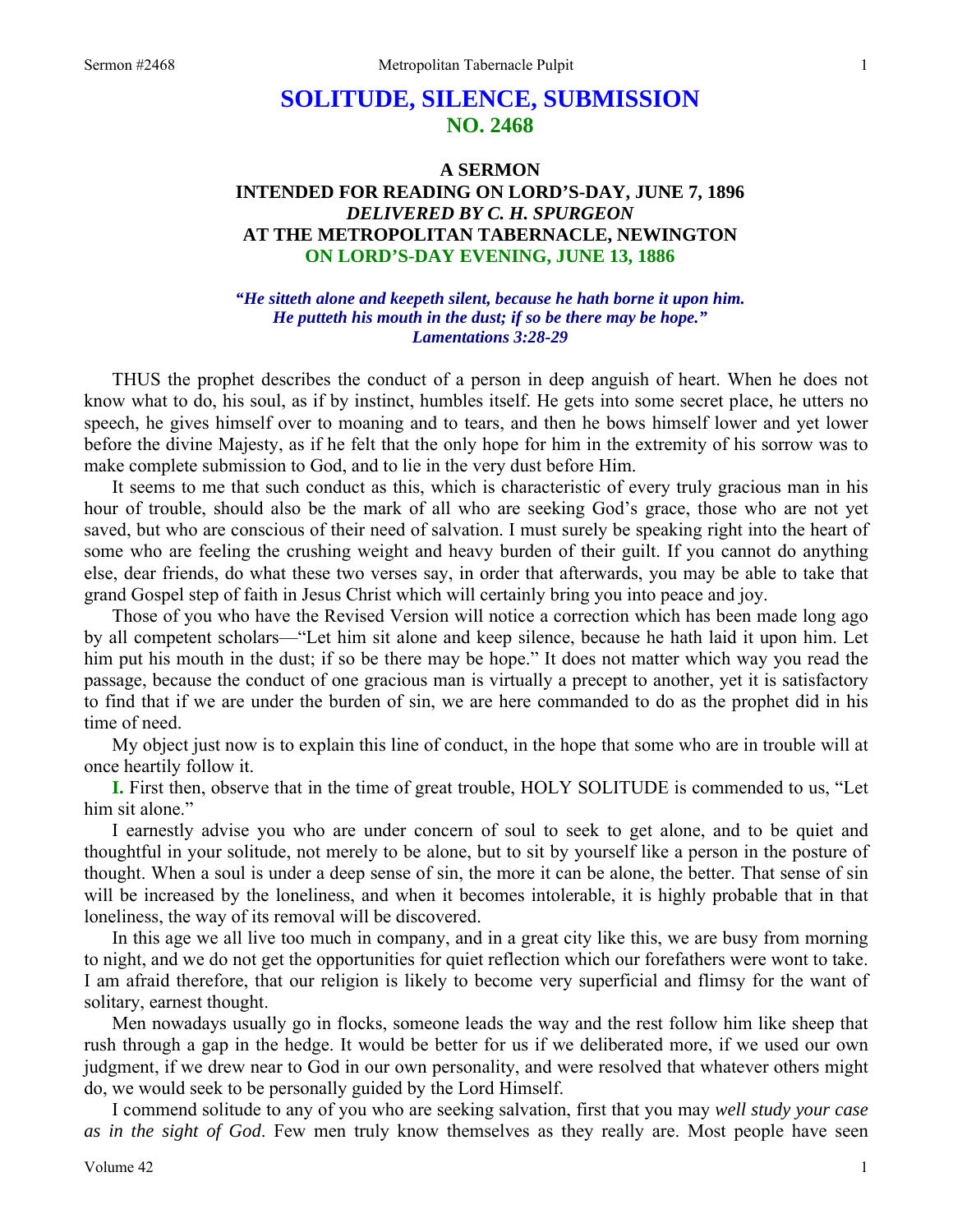# SOLITUDE, SILENCE, SUBMISSION
## NO. 2468

### A SERMON
### INTENDED FOR READING ON LORD'S-DAY, JUNE 7, 1896
### *DELIVERED BY C. H. SPURGEON*
### AT THE METROPOLITAN TABERNACLE, NEWINGTON
### ON LORD'S-DAY EVENING, JUNE 13, 1886

***"He sitteth alone and keepeth silent, because he hath borne it upon him. He putteth his mouth in the dust; if so be there may be hope." Lamentations 3:28-29***

THUS the prophet describes the conduct of a person in deep anguish of heart. When he does not know what to do, his soul, as if by instinct, humbles itself. He gets into some secret place, he utters no speech, he gives himself over to moaning and to tears, and then he bows himself lower and yet lower before the divine Majesty, as if he felt that the only hope for him in the extremity of his sorrow was to make complete submission to God, and to lie in the very dust before Him.

It seems to me that such conduct as this, which is characteristic of every truly gracious man in his hour of trouble, should also be the mark of all who are seeking God's grace, those who are not yet saved, but who are conscious of their need of salvation. I must surely be speaking right into the heart of some who are feeling the crushing weight and heavy burden of their guilt. If you cannot do anything else, dear friends, do what these two verses say, in order that afterwards, you may be able to take that grand Gospel step of faith in Jesus Christ which will certainly bring you into peace and joy.

Those of you who have the Revised Version will notice a correction which has been made long ago by all competent scholars—"Let him sit alone and keep silence, because he hath laid it upon him. Let him put his mouth in the dust; if so be there may be hope." It does not matter which way you read the passage, because the conduct of one gracious man is virtually a precept to another, yet it is satisfactory to find that if we are under the burden of sin, we are here commanded to do as the prophet did in his time of need.

My object just now is to explain this line of conduct, in the hope that some who are in trouble will at once heartily follow it.

**I.** First then, observe that in the time of great trouble, HOLY SOLITUDE is commended to us, "Let him sit alone."

I earnestly advise you who are under concern of soul to seek to get alone, and to be quiet and thoughtful in your solitude, not merely to be alone, but to sit by yourself like a person in the posture of thought. When a soul is under a deep sense of sin, the more it can be alone, the better. That sense of sin will be increased by the loneliness, and when it becomes intolerable, it is highly probable that in that loneliness, the way of its removal will be discovered.

In this age we all live too much in company, and in a great city like this, we are busy from morning to night, and we do not get the opportunities for quiet reflection which our forefathers were wont to take. I am afraid therefore, that our religion is likely to become very superficial and flimsy for the want of solitary, earnest thought.

Men nowadays usually go in flocks, someone leads the way and the rest follow him like sheep that rush through a gap in the hedge. It would be better for us if we deliberated more, if we used our own judgment, if we drew near to God in our own personality, and were resolved that whatever others might do, we would seek to be personally guided by the Lord Himself.

I commend solitude to any of you who are seeking salvation, first that you may *well study your case as in the sight of God*. Few men truly know themselves as they really are. Most people have seen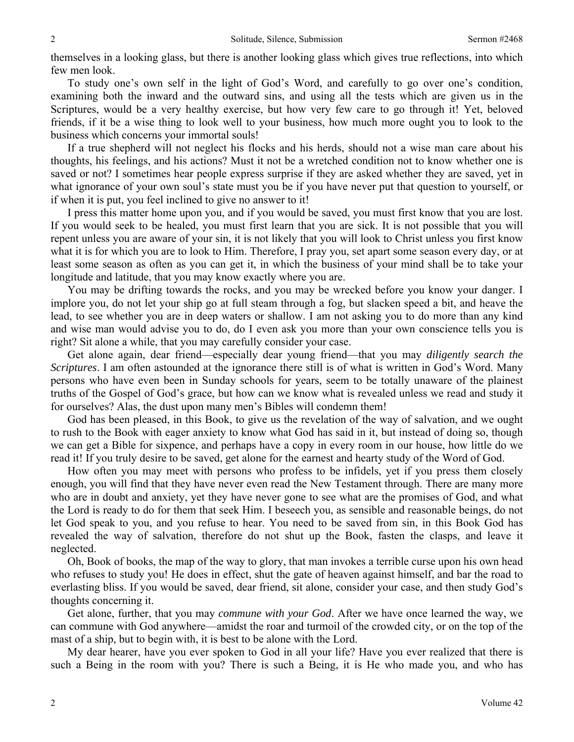themselves in a looking glass, but there is another looking glass which gives true reflections, into which few men look.

To study one's own self in the light of God's Word, and carefully to go over one's condition, examining both the inward and the outward sins, and using all the tests which are given us in the Scriptures, would be a very healthy exercise, but how very few care to go through it! Yet, beloved friends, if it be a wise thing to look well to your business, how much more ought you to look to the business which concerns your immortal souls!

If a true shepherd will not neglect his flocks and his herds, should not a wise man care about his thoughts, his feelings, and his actions? Must it not be a wretched condition not to know whether one is saved or not? I sometimes hear people express surprise if they are asked whether they are saved, yet in what ignorance of your own soul's state must you be if you have never put that question to yourself, or if when it is put, you feel inclined to give no answer to it!

I press this matter home upon you, and if you would be saved, you must first know that you are lost. If you would seek to be healed, you must first learn that you are sick. It is not possible that you will repent unless you are aware of your sin, it is not likely that you will look to Christ unless you first know what it is for which you are to look to Him. Therefore, I pray you, set apart some season every day, or at least some season as often as you can get it, in which the business of your mind shall be to take your longitude and latitude, that you may know exactly where you are.

You may be drifting towards the rocks, and you may be wrecked before you know your danger. I implore you, do not let your ship go at full steam through a fog, but slacken speed a bit, and heave the lead, to see whether you are in deep waters or shallow. I am not asking you to do more than any kind and wise man would advise you to do, do I even ask you more than your own conscience tells you is right? Sit alone a while, that you may carefully consider your case.

Get alone again, dear friend—especially dear young friend—that you may *diligently search the Scriptures*. I am often astounded at the ignorance there still is of what is written in God's Word. Many persons who have even been in Sunday schools for years, seem to be totally unaware of the plainest truths of the Gospel of God's grace, but how can we know what is revealed unless we read and study it for ourselves? Alas, the dust upon many men's Bibles will condemn them!

God has been pleased, in this Book, to give us the revelation of the way of salvation, and we ought to rush to the Book with eager anxiety to know what God has said in it, but instead of doing so, though we can get a Bible for sixpence, and perhaps have a copy in every room in our house, how little do we read it! If you truly desire to be saved, get alone for the earnest and hearty study of the Word of God.

How often you may meet with persons who profess to be infidels, yet if you press them closely enough, you will find that they have never even read the New Testament through. There are many more who are in doubt and anxiety, yet they have never gone to see what are the promises of God, and what the Lord is ready to do for them that seek Him. I beseech you, as sensible and reasonable beings, do not let God speak to you, and you refuse to hear. You need to be saved from sin, in this Book God has revealed the way of salvation, therefore do not shut up the Book, fasten the clasps, and leave it neglected.

Oh, Book of books, the map of the way to glory, that man invokes a terrible curse upon his own head who refuses to study you! He does in effect, shut the gate of heaven against himself, and bar the road to everlasting bliss. If you would be saved, dear friend, sit alone, consider your case, and then study God's thoughts concerning it.

Get alone, further, that you may *commune with your God*. After we have once learned the way, we can commune with God anywhere—amidst the roar and turmoil of the crowded city, or on the top of the mast of a ship, but to begin with, it is best to be alone with the Lord.

My dear hearer, have you ever spoken to God in all your life? Have you ever realized that there is such a Being in the room with you? There is such a Being, it is He who made you, and who has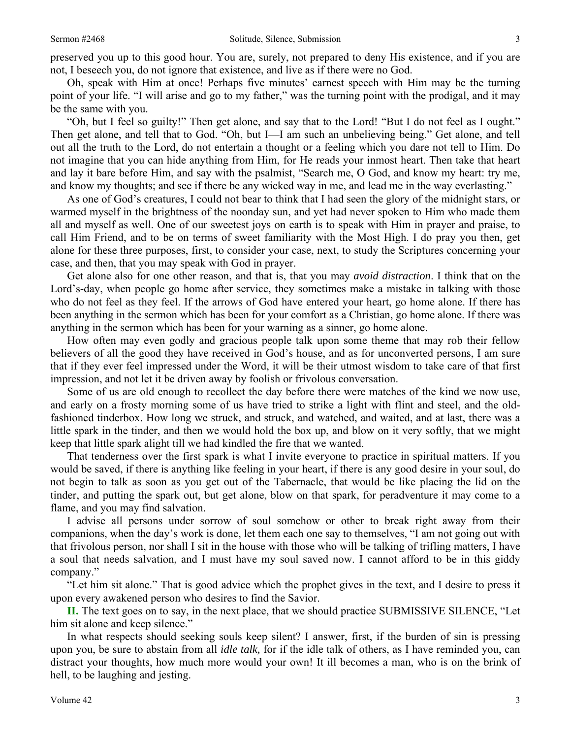preserved you up to this good hour. You are, surely, not prepared to deny His existence, and if you are not, I beseech you, do not ignore that existence, and live as if there were no God.

Oh, speak with Him at once! Perhaps five minutes' earnest speech with Him may be the turning point of your life. "I will arise and go to my father," was the turning point with the prodigal, and it may be the same with you.

"Oh, but I feel so guilty!" Then get alone, and say that to the Lord! "But I do not feel as I ought." Then get alone, and tell that to God. "Oh, but I—I am such an unbelieving being." Get alone, and tell out all the truth to the Lord, do not entertain a thought or a feeling which you dare not tell to Him. Do not imagine that you can hide anything from Him, for He reads your inmost heart. Then take that heart and lay it bare before Him, and say with the psalmist, "Search me, O God, and know my heart: try me, and know my thoughts; and see if there be any wicked way in me, and lead me in the way everlasting."

As one of God's creatures, I could not bear to think that I had seen the glory of the midnight stars, or warmed myself in the brightness of the noonday sun, and yet had never spoken to Him who made them all and myself as well. One of our sweetest joys on earth is to speak with Him in prayer and praise, to call Him Friend, and to be on terms of sweet familiarity with the Most High. I do pray you then, get alone for these three purposes, first, to consider your case, next, to study the Scriptures concerning your case, and then, that you may speak with God in prayer.

Get alone also for one other reason, and that is, that you may *avoid distraction*. I think that on the Lord's-day, when people go home after service, they sometimes make a mistake in talking with those who do not feel as they feel. If the arrows of God have entered your heart, go home alone. If there has been anything in the sermon which has been for your comfort as a Christian, go home alone. If there was anything in the sermon which has been for your warning as a sinner, go home alone.

How often may even godly and gracious people talk upon some theme that may rob their fellow believers of all the good they have received in God's house, and as for unconverted persons, I am sure that if they ever feel impressed under the Word, it will be their utmost wisdom to take care of that first impression, and not let it be driven away by foolish or frivolous conversation.

Some of us are old enough to recollect the day before there were matches of the kind we now use, and early on a frosty morning some of us have tried to strike a light with flint and steel, and the old-fashioned tinderbox. How long we struck, and struck, and watched, and waited, and at last, there was a little spark in the tinder, and then we would hold the box up, and blow on it very softly, that we might keep that little spark alight till we had kindled the fire that we wanted.

That tenderness over the first spark is what I invite everyone to practice in spiritual matters. If you would be saved, if there is anything like feeling in your heart, if there is any good desire in your soul, do not begin to talk as soon as you get out of the Tabernacle, that would be like placing the lid on the tinder, and putting the spark out, but get alone, blow on that spark, for peradventure it may come to a flame, and you may find salvation.

I advise all persons under sorrow of soul somehow or other to break right away from their companions, when the day's work is done, let them each one say to themselves, "I am not going out with that frivolous person, nor shall I sit in the house with those who will be talking of trifling matters, I have a soul that needs salvation, and I must have my soul saved now. I cannot afford to be in this giddy company."

"Let him sit alone." That is good advice which the prophet gives in the text, and I desire to press it upon every awakened person who desires to find the Savior.

**II.** The text goes on to say, in the next place, that we should practice SUBMISSIVE SILENCE, "Let him sit alone and keep silence."

In what respects should seeking souls keep silent? I answer, first, if the burden of sin is pressing upon you, be sure to abstain from all *idle talk,* for if the idle talk of others, as I have reminded you, can distract your thoughts, how much more would your own! It ill becomes a man, who is on the brink of hell, to be laughing and jesting.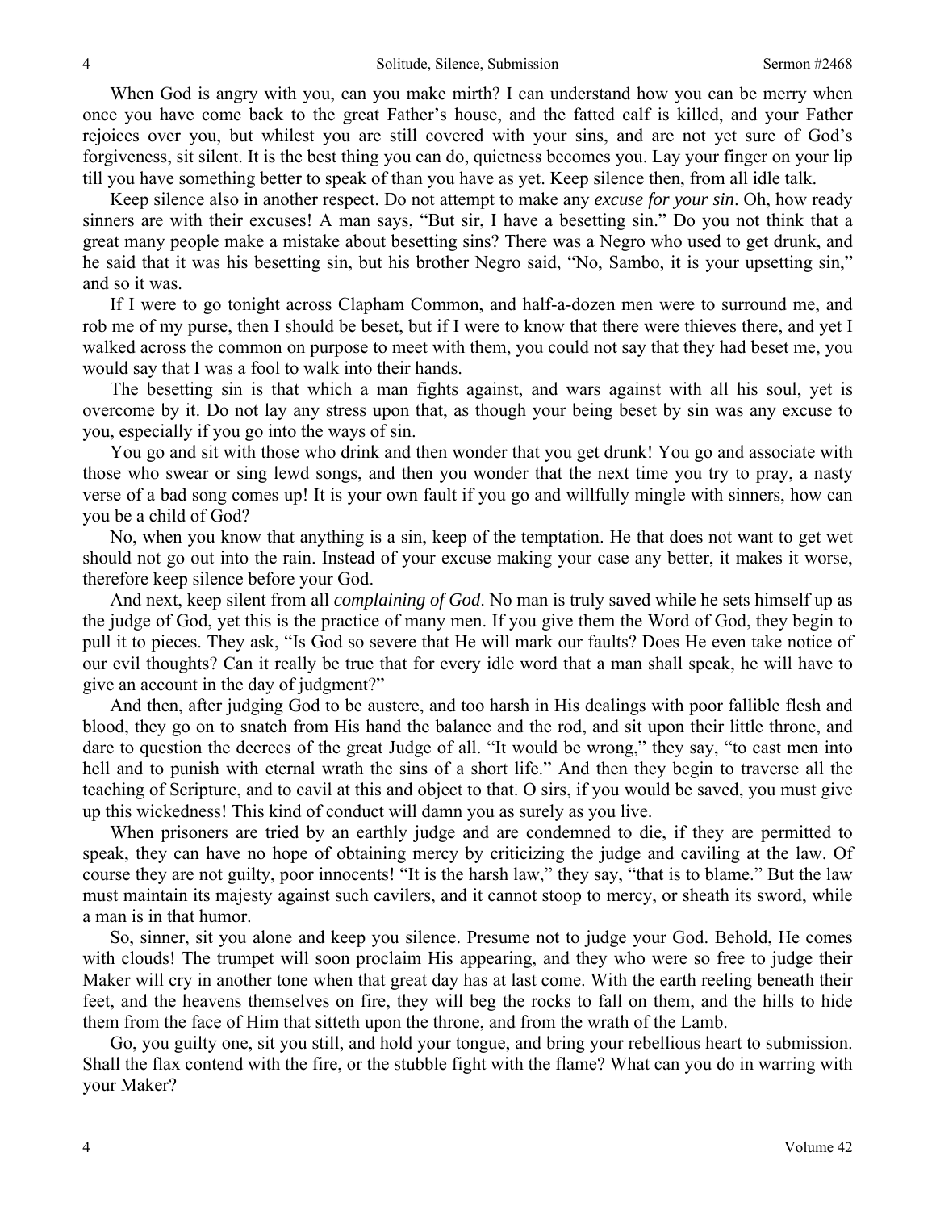When God is angry with you, can you make mirth? I can understand how you can be merry when once you have come back to the great Father's house, and the fatted calf is killed, and your Father rejoices over you, but whilest you are still covered with your sins, and are not yet sure of God's forgiveness, sit silent. It is the best thing you can do, quietness becomes you. Lay your finger on your lip till you have something better to speak of than you have as yet. Keep silence then, from all idle talk.

Keep silence also in another respect. Do not attempt to make any *excuse for your sin*. Oh, how ready sinners are with their excuses! A man says, "But sir, I have a besetting sin." Do you not think that a great many people make a mistake about besetting sins? There was a Negro who used to get drunk, and he said that it was his besetting sin, but his brother Negro said, "No, Sambo, it is your upsetting sin," and so it was.

If I were to go tonight across Clapham Common, and half-a-dozen men were to surround me, and rob me of my purse, then I should be beset, but if I were to know that there were thieves there, and yet I walked across the common on purpose to meet with them, you could not say that they had beset me, you would say that I was a fool to walk into their hands.

The besetting sin is that which a man fights against, and wars against with all his soul, yet is overcome by it. Do not lay any stress upon that, as though your being beset by sin was any excuse to you, especially if you go into the ways of sin.

You go and sit with those who drink and then wonder that you get drunk! You go and associate with those who swear or sing lewd songs, and then you wonder that the next time you try to pray, a nasty verse of a bad song comes up! It is your own fault if you go and willfully mingle with sinners, how can you be a child of God?

No, when you know that anything is a sin, keep of the temptation. He that does not want to get wet should not go out into the rain. Instead of your excuse making your case any better, it makes it worse, therefore keep silence before your God.

And next, keep silent from all *complaining of God*. No man is truly saved while he sets himself up as the judge of God, yet this is the practice of many men. If you give them the Word of God, they begin to pull it to pieces. They ask, "Is God so severe that He will mark our faults? Does He even take notice of our evil thoughts? Can it really be true that for every idle word that a man shall speak, he will have to give an account in the day of judgment?"

And then, after judging God to be austere, and too harsh in His dealings with poor fallible flesh and blood, they go on to snatch from His hand the balance and the rod, and sit upon their little throne, and dare to question the decrees of the great Judge of all. "It would be wrong," they say, "to cast men into hell and to punish with eternal wrath the sins of a short life." And then they begin to traverse all the teaching of Scripture, and to cavil at this and object to that. O sirs, if you would be saved, you must give up this wickedness! This kind of conduct will damn you as surely as you live.

When prisoners are tried by an earthly judge and are condemned to die, if they are permitted to speak, they can have no hope of obtaining mercy by criticizing the judge and caviling at the law. Of course they are not guilty, poor innocents! "It is the harsh law," they say, "that is to blame." But the law must maintain its majesty against such cavilers, and it cannot stoop to mercy, or sheath its sword, while a man is in that humor.

So, sinner, sit you alone and keep you silence. Presume not to judge your God. Behold, He comes with clouds! The trumpet will soon proclaim His appearing, and they who were so free to judge their Maker will cry in another tone when that great day has at last come. With the earth reeling beneath their feet, and the heavens themselves on fire, they will beg the rocks to fall on them, and the hills to hide them from the face of Him that sitteth upon the throne, and from the wrath of the Lamb.

Go, you guilty one, sit you still, and hold your tongue, and bring your rebellious heart to submission. Shall the flax contend with the fire, or the stubble fight with the flame? What can you do in warring with your Maker?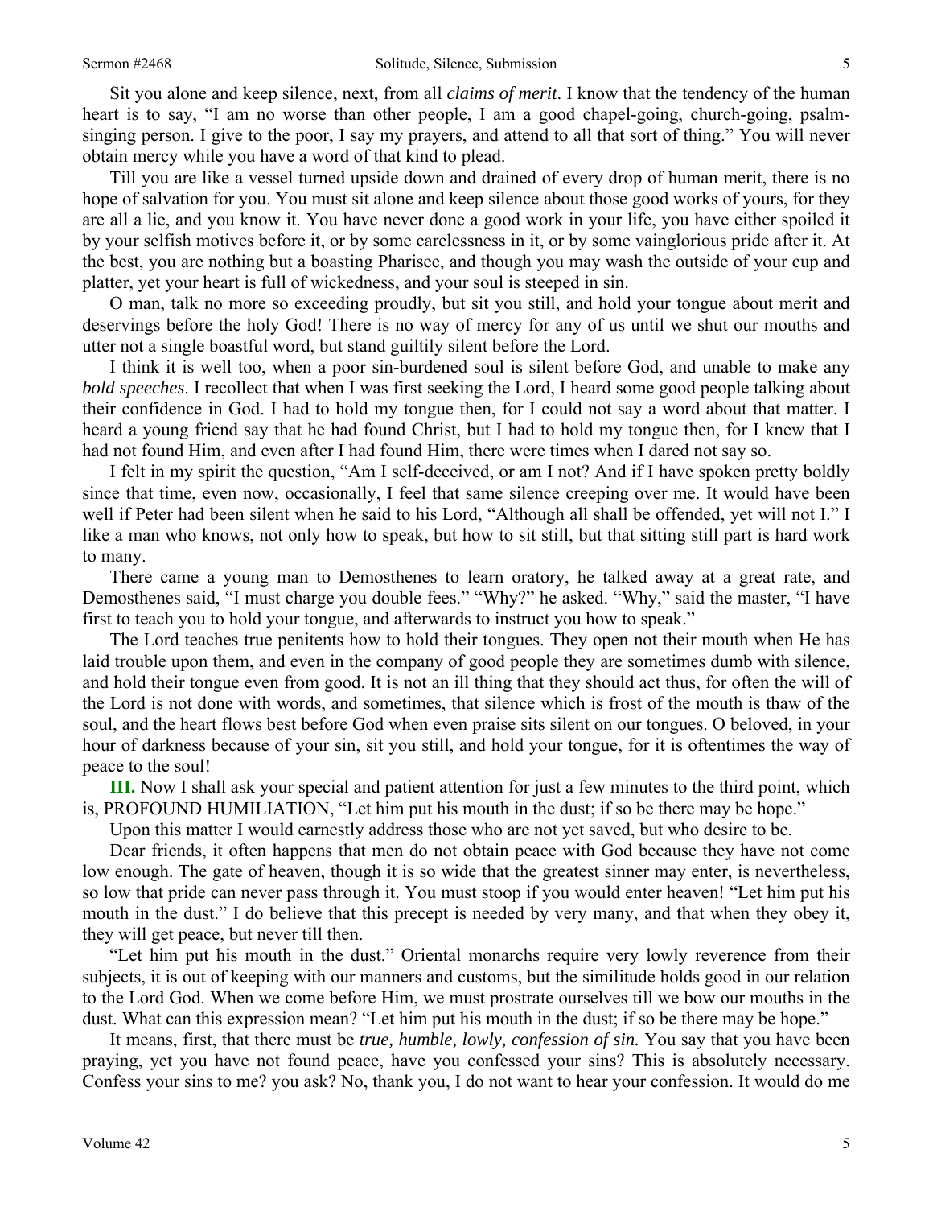Sit you alone and keep silence, next, from all *claims of merit*. I know that the tendency of the human heart is to say, "I am no worse than other people, I am a good chapel-going, church-going, psalm-singing person. I give to the poor, I say my prayers, and attend to all that sort of thing." You will never obtain mercy while you have a word of that kind to plead.

Till you are like a vessel turned upside down and drained of every drop of human merit, there is no hope of salvation for you. You must sit alone and keep silence about those good works of yours, for they are all a lie, and you know it. You have never done a good work in your life, you have either spoiled it by your selfish motives before it, or by some carelessness in it, or by some vainglorious pride after it. At the best, you are nothing but a boasting Pharisee, and though you may wash the outside of your cup and platter, yet your heart is full of wickedness, and your soul is steeped in sin.

O man, talk no more so exceeding proudly, but sit you still, and hold your tongue about merit and deservings before the holy God! There is no way of mercy for any of us until we shut our mouths and utter not a single boastful word, but stand guiltily silent before the Lord.

I think it is well too, when a poor sin-burdened soul is silent before God, and unable to make any *bold speeches*. I recollect that when I was first seeking the Lord, I heard some good people talking about their confidence in God. I had to hold my tongue then, for I could not say a word about that matter. I heard a young friend say that he had found Christ, but I had to hold my tongue then, for I knew that I had not found Him, and even after I had found Him, there were times when I dared not say so.

I felt in my spirit the question, "Am I self-deceived, or am I not? And if I have spoken pretty boldly since that time, even now, occasionally, I feel that same silence creeping over me. It would have been well if Peter had been silent when he said to his Lord, "Although all shall be offended, yet will not I." I like a man who knows, not only how to speak, but how to sit still, but that sitting still part is hard work to many.

There came a young man to Demosthenes to learn oratory, he talked away at a great rate, and Demosthenes said, "I must charge you double fees." "Why?" he asked. "Why," said the master, "I have first to teach you to hold your tongue, and afterwards to instruct you how to speak."

The Lord teaches true penitents how to hold their tongues. They open not their mouth when He has laid trouble upon them, and even in the company of good people they are sometimes dumb with silence, and hold their tongue even from good. It is not an ill thing that they should act thus, for often the will of the Lord is not done with words, and sometimes, that silence which is frost of the mouth is thaw of the soul, and the heart flows best before God when even praise sits silent on our tongues. O beloved, in your hour of darkness because of your sin, sit you still, and hold your tongue, for it is oftentimes the way of peace to the soul!

**III.** Now I shall ask your special and patient attention for just a few minutes to the third point, which is, PROFOUND HUMILIATION, "Let him put his mouth in the dust; if so be there may be hope."

Upon this matter I would earnestly address those who are not yet saved, but who desire to be.

Dear friends, it often happens that men do not obtain peace with God because they have not come low enough. The gate of heaven, though it is so wide that the greatest sinner may enter, is nevertheless, so low that pride can never pass through it. You must stoop if you would enter heaven! "Let him put his mouth in the dust." I do believe that this precept is needed by very many, and that when they obey it, they will get peace, but never till then.

"Let him put his mouth in the dust." Oriental monarchs require very lowly reverence from their subjects, it is out of keeping with our manners and customs, but the similitude holds good in our relation to the Lord God. When we come before Him, we must prostrate ourselves till we bow our mouths in the dust. What can this expression mean? "Let him put his mouth in the dust; if so be there may be hope."

It means, first, that there must be *true, humble, lowly, confession of sin.* You say that you have been praying, yet you have not found peace, have you confessed your sins? This is absolutely necessary. Confess your sins to me? you ask? No, thank you, I do not want to hear your confession. It would do me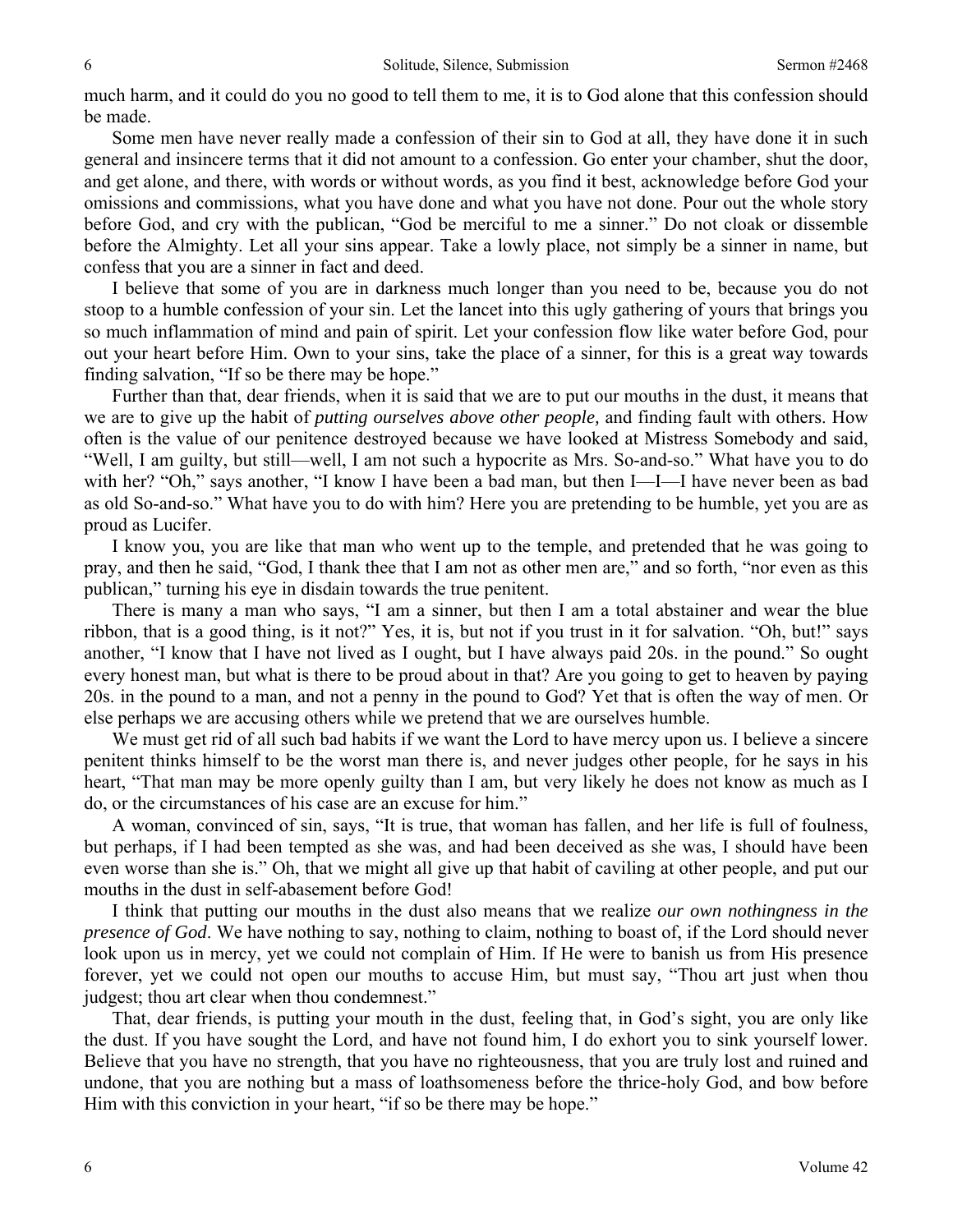much harm, and it could do you no good to tell them to me, it is to God alone that this confession should be made.

Some men have never really made a confession of their sin to God at all, they have done it in such general and insincere terms that it did not amount to a confession. Go enter your chamber, shut the door, and get alone, and there, with words or without words, as you find it best, acknowledge before God your omissions and commissions, what you have done and what you have not done. Pour out the whole story before God, and cry with the publican, "God be merciful to me a sinner." Do not cloak or dissemble before the Almighty. Let all your sins appear. Take a lowly place, not simply be a sinner in name, but confess that you are a sinner in fact and deed.

I believe that some of you are in darkness much longer than you need to be, because you do not stoop to a humble confession of your sin. Let the lancet into this ugly gathering of yours that brings you so much inflammation of mind and pain of spirit. Let your confession flow like water before God, pour out your heart before Him. Own to your sins, take the place of a sinner, for this is a great way towards finding salvation, "If so be there may be hope."

Further than that, dear friends, when it is said that we are to put our mouths in the dust, it means that we are to give up the habit of *putting ourselves above other people,* and finding fault with others. How often is the value of our penitence destroyed because we have looked at Mistress Somebody and said, "Well, I am guilty, but still—well, I am not such a hypocrite as Mrs. So-and-so." What have you to do with her? "Oh," says another, "I know I have been a bad man, but then I—I—I have never been as bad as old So-and-so." What have you to do with him? Here you are pretending to be humble, yet you are as proud as Lucifer.

I know you, you are like that man who went up to the temple, and pretended that he was going to pray, and then he said, "God, I thank thee that I am not as other men are," and so forth, "nor even as this publican," turning his eye in disdain towards the true penitent.

There is many a man who says, "I am a sinner, but then I am a total abstainer and wear the blue ribbon, that is a good thing, is it not?" Yes, it is, but not if you trust in it for salvation. "Oh, but!" says another, "I know that I have not lived as I ought, but I have always paid 20s. in the pound." So ought every honest man, but what is there to be proud about in that? Are you going to get to heaven by paying 20s. in the pound to a man, and not a penny in the pound to God? Yet that is often the way of men. Or else perhaps we are accusing others while we pretend that we are ourselves humble.

We must get rid of all such bad habits if we want the Lord to have mercy upon us. I believe a sincere penitent thinks himself to be the worst man there is, and never judges other people, for he says in his heart, "That man may be more openly guilty than I am, but very likely he does not know as much as I do, or the circumstances of his case are an excuse for him."

A woman, convinced of sin, says, "It is true, that woman has fallen, and her life is full of foulness, but perhaps, if I had been tempted as she was, and had been deceived as she was, I should have been even worse than she is." Oh, that we might all give up that habit of caviling at other people, and put our mouths in the dust in self-abasement before God!

I think that putting our mouths in the dust also means that we realize *our own nothingness in the presence of God*. We have nothing to say, nothing to claim, nothing to boast of, if the Lord should never look upon us in mercy, yet we could not complain of Him. If He were to banish us from His presence forever, yet we could not open our mouths to accuse Him, but must say, "Thou art just when thou judgest; thou art clear when thou condemnest."

That, dear friends, is putting your mouth in the dust, feeling that, in God's sight, you are only like the dust. If you have sought the Lord, and have not found him, I do exhort you to sink yourself lower. Believe that you have no strength, that you have no righteousness, that you are truly lost and ruined and undone, that you are nothing but a mass of loathsomeness before the thrice-holy God, and bow before Him with this conviction in your heart, "if so be there may be hope."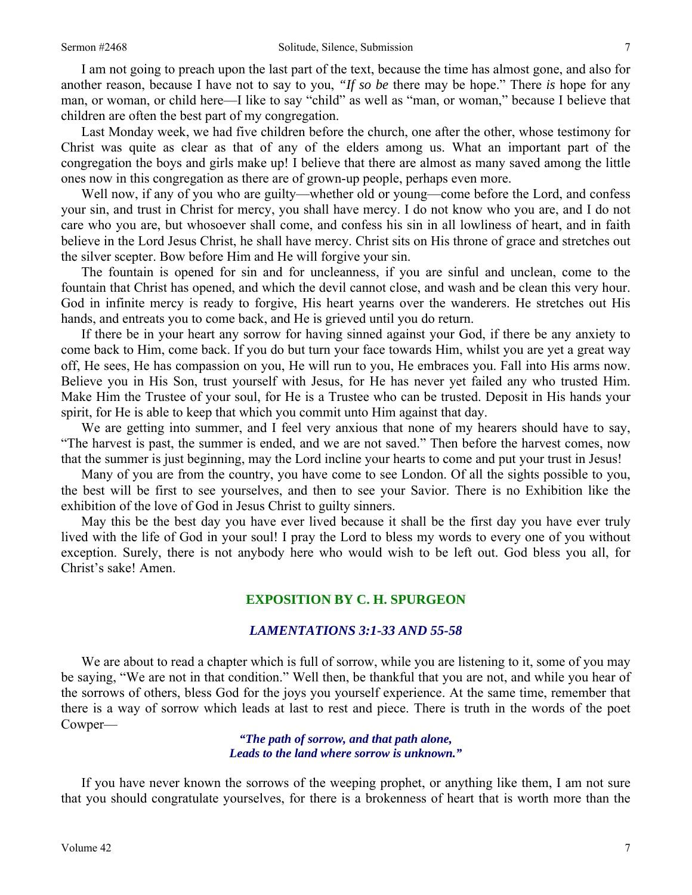I am not going to preach upon the last part of the text, because the time has almost gone, and also for another reason, because I have not to say to you, *"If so be* there may be hope." There *is* hope for any man, or woman, or child here—I like to say "child" as well as "man, or woman," because I believe that children are often the best part of my congregation.

Last Monday week, we had five children before the church, one after the other, whose testimony for Christ was quite as clear as that of any of the elders among us. What an important part of the congregation the boys and girls make up! I believe that there are almost as many saved among the little ones now in this congregation as there are of grown-up people, perhaps even more.

Well now, if any of you who are guilty—whether old or young—come before the Lord, and confess your sin, and trust in Christ for mercy, you shall have mercy. I do not know who you are, and I do not care who you are, but whosoever shall come, and confess his sin in all lowliness of heart, and in faith believe in the Lord Jesus Christ, he shall have mercy. Christ sits on His throne of grace and stretches out the silver scepter. Bow before Him and He will forgive your sin.

The fountain is opened for sin and for uncleanness, if you are sinful and unclean, come to the fountain that Christ has opened, and which the devil cannot close, and wash and be clean this very hour. God in infinite mercy is ready to forgive, His heart yearns over the wanderers. He stretches out His hands, and entreats you to come back, and He is grieved until you do return.

If there be in your heart any sorrow for having sinned against your God, if there be any anxiety to come back to Him, come back. If you do but turn your face towards Him, whilst you are yet a great way off, He sees, He has compassion on you, He will run to you, He embraces you. Fall into His arms now. Believe you in His Son, trust yourself with Jesus, for He has never yet failed any who trusted Him. Make Him the Trustee of your soul, for He is a Trustee who can be trusted. Deposit in His hands your spirit, for He is able to keep that which you commit unto Him against that day.

We are getting into summer, and I feel very anxious that none of my hearers should have to say, "The harvest is past, the summer is ended, and we are not saved." Then before the harvest comes, now that the summer is just beginning, may the Lord incline your hearts to come and put your trust in Jesus!

Many of you are from the country, you have come to see London. Of all the sights possible to you, the best will be first to see yourselves, and then to see your Savior. There is no Exhibition like the exhibition of the love of God in Jesus Christ to guilty sinners.

May this be the best day you have ever lived because it shall be the first day you have ever truly lived with the life of God in your soul! I pray the Lord to bless my words to every one of you without exception. Surely, there is not anybody here who would wish to be left out. God bless you all, for Christ's sake! Amen.

## EXPOSITION BY C. H. SPURGEON

### *LAMENTATIONS 3:1-33 AND 55-58*

We are about to read a chapter which is full of sorrow, while you are listening to it, some of you may be saying, "We are not in that condition." Well then, be thankful that you are not, and while you hear of the sorrows of others, bless God for the joys you yourself experience. At the same time, remember that there is a way of sorrow which leads at last to rest and piece. There is truth in the words of the poet Cowper—

> ***"The path of sorrow, and that path alone,***
> ***Leads to the land where sorrow is unknown."***

If you have never known the sorrows of the weeping prophet, or anything like them, I am not sure that you should congratulate yourselves, for there is a brokenness of heart that is worth more than the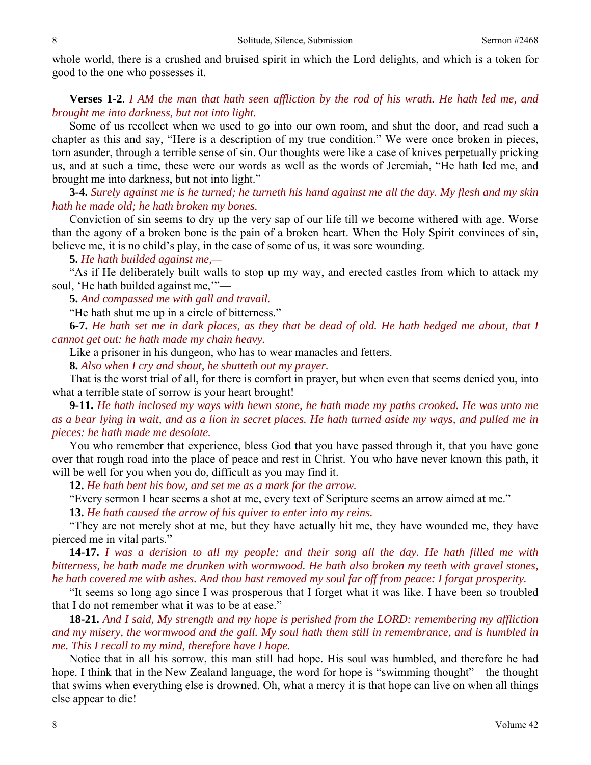whole world, there is a crushed and bruised spirit in which the Lord delights, and which is a token for good to the one who possesses it.

**Verses 1-2**. *I AM the man that hath seen affliction by the rod of his wrath. He hath led me, and brought me into darkness, but not into light.*

Some of us recollect when we used to go into our own room, and shut the door, and read such a chapter as this and say, "Here is a description of my true condition." We were once broken in pieces, torn asunder, through a terrible sense of sin. Our thoughts were like a case of knives perpetually pricking us, and at such a time, these were our words as well as the words of Jeremiah, "He hath led me, and brought me into darkness, but not into light."

**3-4.** *Surely against me is he turned; he turneth his hand against me all the day. My flesh and my skin hath he made old; he hath broken my bones.*

Conviction of sin seems to dry up the very sap of our life till we become withered with age. Worse than the agony of a broken bone is the pain of a broken heart. When the Holy Spirit convinces of sin, believe me, it is no child's play, in the case of some of us, it was sore wounding.

**5.** *He hath builded against me,—*

"As if He deliberately built walls to stop up my way, and erected castles from which to attack my soul, 'He hath builded against me,'"—

**5.** *And compassed me with gall and travail.*

"He hath shut me up in a circle of bitterness."

**6-7.** *He hath set me in dark places, as they that be dead of old. He hath hedged me about, that I cannot get out: he hath made my chain heavy.*

Like a prisoner in his dungeon, who has to wear manacles and fetters.

**8.** *Also when I cry and shout, he shutteth out my prayer.*

That is the worst trial of all, for there is comfort in prayer, but when even that seems denied you, into what a terrible state of sorrow is your heart brought!

**9-11.** *He hath inclosed my ways with hewn stone, he hath made my paths crooked. He was unto me as a bear lying in wait, and as a lion in secret places. He hath turned aside my ways, and pulled me in pieces: he hath made me desolate.*

You who remember that experience, bless God that you have passed through it, that you have gone over that rough road into the place of peace and rest in Christ. You who have never known this path, it will be well for you when you do, difficult as you may find it.

**12.** *He hath bent his bow, and set me as a mark for the arrow.*

"Every sermon I hear seems a shot at me, every text of Scripture seems an arrow aimed at me."

**13.** *He hath caused the arrow of his quiver to enter into my reins.*

"They are not merely shot at me, but they have actually hit me, they have wounded me, they have pierced me in vital parts."

**14-17.** *I was a derision to all my people; and their song all the day. He hath filled me with bitterness, he hath made me drunken with wormwood. He hath also broken my teeth with gravel stones, he hath covered me with ashes. And thou hast removed my soul far off from peace: I forgat prosperity.*

"It seems so long ago since I was prosperous that I forget what it was like. I have been so troubled that I do not remember what it was to be at ease."

**18-21.** *And I said, My strength and my hope is perished from the LORD: remembering my affliction and my misery, the wormwood and the gall. My soul hath them still in remembrance, and is humbled in me. This I recall to my mind, therefore have I hope.*

Notice that in all his sorrow, this man still had hope. His soul was humbled, and therefore he had hope. I think that in the New Zealand language, the word for hope is "swimming thought"—the thought that swims when everything else is drowned. Oh, what a mercy it is that hope can live on when all things else appear to die!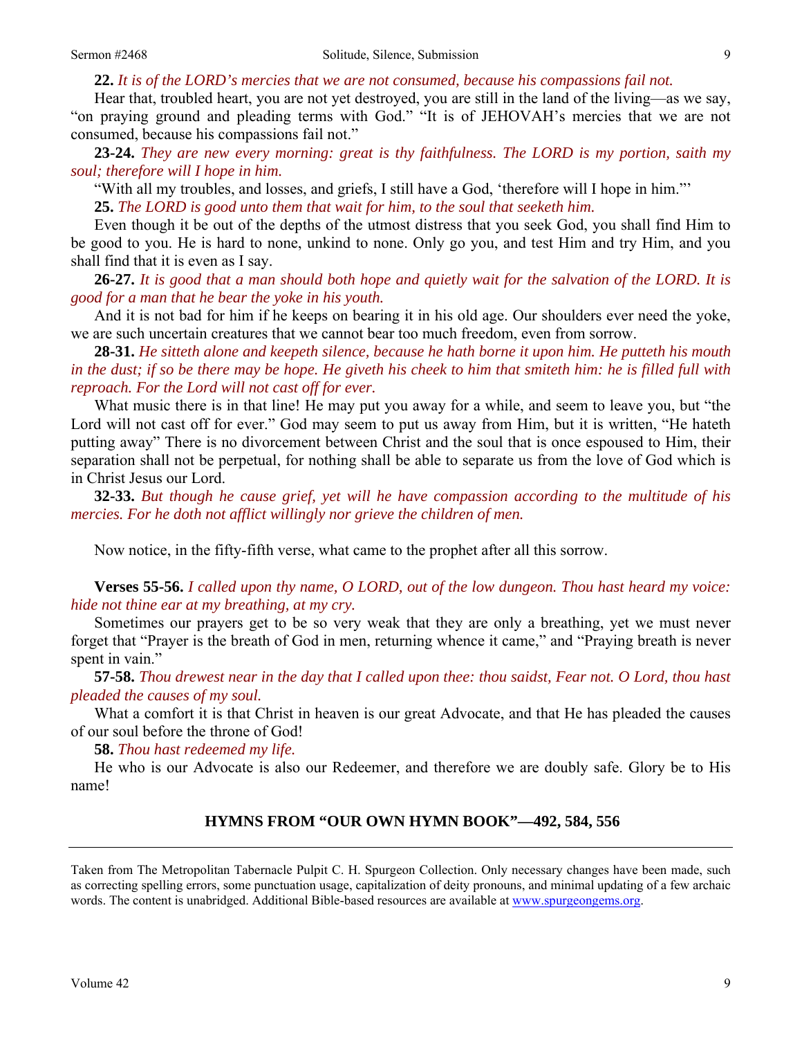**22.** *It is of the LORD's mercies that we are not consumed, because his compassions fail not.*

Hear that, troubled heart, you are not yet destroyed, you are still in the land of the living—as we say, "on praying ground and pleading terms with God." "It is of JEHOVAH's mercies that we are not consumed, because his compassions fail not."

**23-24.** *They are new every morning: great is thy faithfulness. The LORD is my portion, saith my soul; therefore will I hope in him.*

"With all my troubles, and losses, and griefs, I still have a God, 'therefore will I hope in him.'"

**25.** *The LORD is good unto them that wait for him, to the soul that seeketh him.*

Even though it be out of the depths of the utmost distress that you seek God, you shall find Him to be good to you. He is hard to none, unkind to none. Only go you, and test Him and try Him, and you shall find that it is even as I say.

**26-27.** *It is good that a man should both hope and quietly wait for the salvation of the LORD. It is good for a man that he bear the yoke in his youth.*

And it is not bad for him if he keeps on bearing it in his old age. Our shoulders ever need the yoke, we are such uncertain creatures that we cannot bear too much freedom, even from sorrow.

**28-31.** *He sitteth alone and keepeth silence, because he hath borne it upon him. He putteth his mouth in the dust; if so be there may be hope. He giveth his cheek to him that smiteth him: he is filled full with reproach. For the Lord will not cast off for ever.*

What music there is in that line! He may put you away for a while, and seem to leave you, but "the Lord will not cast off for ever." God may seem to put us away from Him, but it is written, "He hateth putting away" There is no divorcement between Christ and the soul that is once espoused to Him, their separation shall not be perpetual, for nothing shall be able to separate us from the love of God which is in Christ Jesus our Lord.

**32-33.** *But though he cause grief, yet will he have compassion according to the multitude of his mercies. For he doth not afflict willingly nor grieve the children of men.*

Now notice, in the fifty-fifth verse, what came to the prophet after all this sorrow.

**Verses 55-56.** *I called upon thy name, O LORD, out of the low dungeon. Thou hast heard my voice: hide not thine ear at my breathing, at my cry.*

Sometimes our prayers get to be so very weak that they are only a breathing, yet we must never forget that "Prayer is the breath of God in men, returning whence it came," and "Praying breath is never spent in vain."

**57-58.** *Thou drewest near in the day that I called upon thee: thou saidst, Fear not. O Lord, thou hast pleaded the causes of my soul.*

What a comfort it is that Christ in heaven is our great Advocate, and that He has pleaded the causes of our soul before the throne of God!

**58.** *Thou hast redeemed my life.*

He who is our Advocate is also our Redeemer, and therefore we are doubly safe. Glory be to His name!

**HYMNS FROM "OUR OWN HYMN BOOK"—492, 584, 556**

---

Taken from The Metropolitan Tabernacle Pulpit C. H. Spurgeon Collection. Only necessary changes have been made, such as correcting spelling errors, some punctuation usage, capitalization of deity pronouns, and minimal updating of a few archaic words. The content is unabridged. Additional Bible-based resources are available at www.spurgeongems.org.